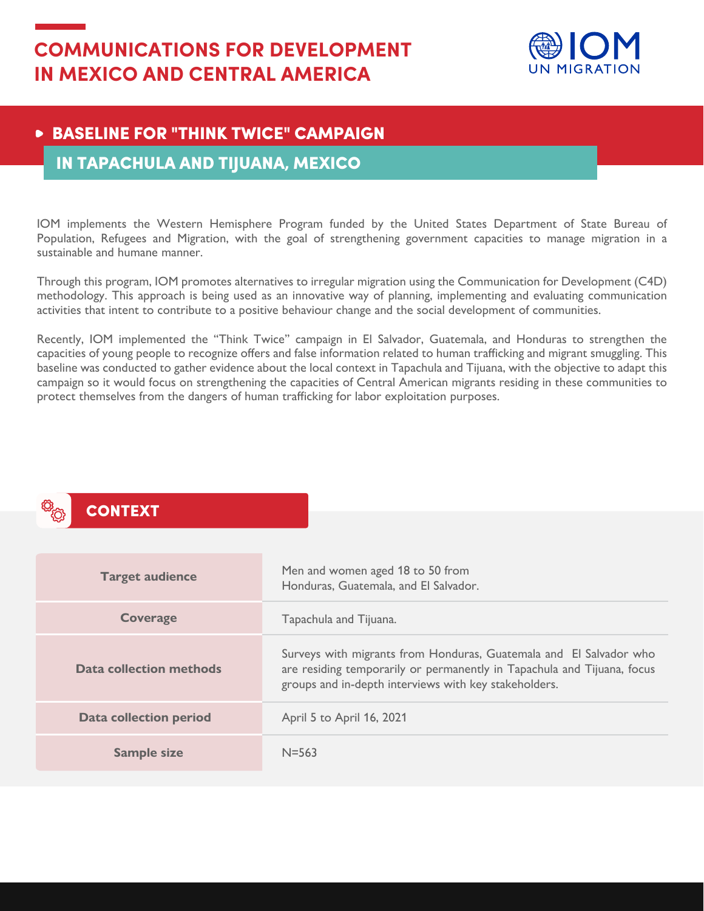# COMMUNICATIONS FOR DEVELOPMENT IN MEXICO AND CENTRAL AMERICA

IOM UN MIGRATION

## BASELINE FOR "THINK TWICE" CAMPAIGN IN TAPACHULA AND TIJUANA, MEXICO

IOM implements the Western Hemisphere Program funded by the United States Department of State Bureau of Population, Refugees and Migration, with the goal of strengthening government capacities to manage migration in a sustainable and humane manner.

Through this program, IOM promotes alternatives to irregular migration using the Communication for Development (C4D) methodology. This approach is being used as an innovative way of planning, implementing and evaluating communication activities that intent to contribute to a positive behaviour change and the social development of communities.

Recently, IOM implemented the "Think Twice" campaign in El Salvador, Guatemala, and Honduras to strengthen the capacities of young people to recognize offers and false information related to human trafficking and migrant smuggling. This baseline was conducted to gather evidence about the local context in Tapachula and Tijuana, with the objective to adapt this campaign so it would focus on strengthening the capacities of Central American migrants residing in these communities to protect themselves from the dangers of human trafficking for labor exploitation purposes.

## CONTEXT

| | |
|---|---|
| **Target audience** | Men and women aged 18 to 50 from Honduras, Guatemala, and El Salvador. |
| **Coverage** | Tapachula and Tijuana. |
| **Data collection methods** | Surveys with migrants from Honduras, Guatemala and El Salvador who are residing temporarily or permanently in Tapachula and Tijuana, focus groups and in-depth interviews with key stakeholders. |
| **Data collection period** | April 5 to April 16, 2021 |
| **Sample size** | N=563 |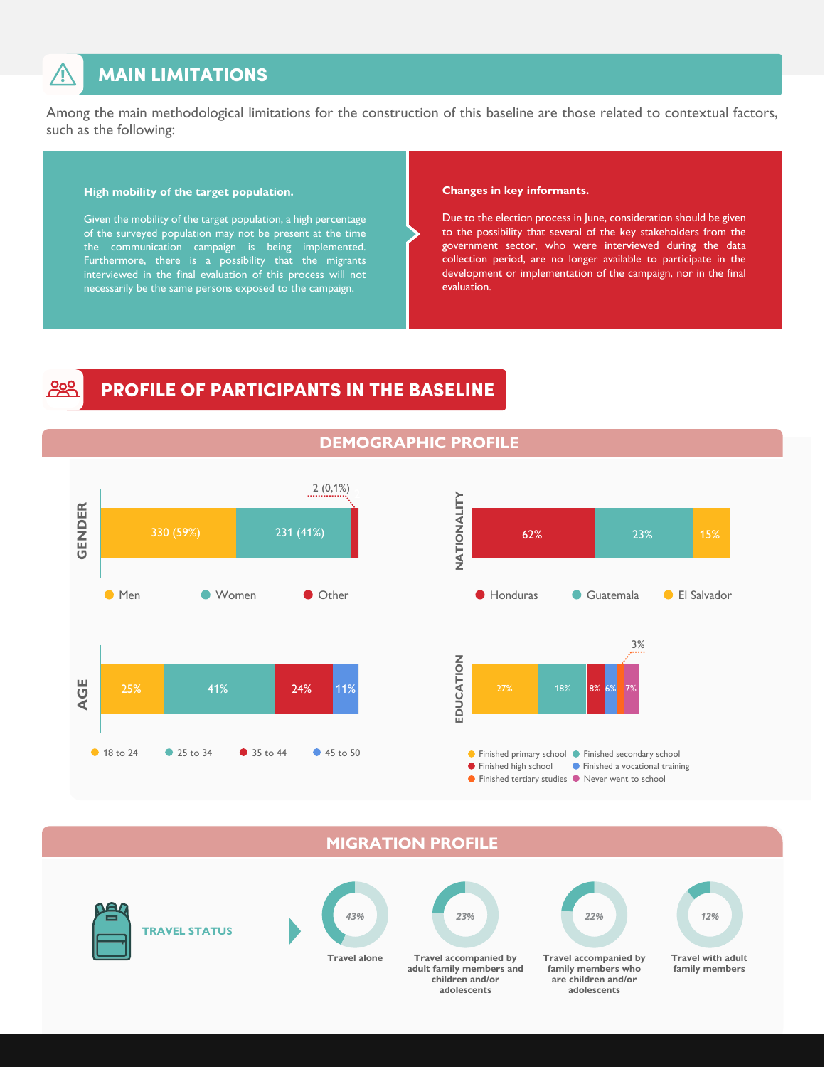## MAIN LIMITATIONS

Among the main methodological limitations for the construction of this baseline are those related to contextual factors, such as the following:

**High mobility of the target population.**

Given the mobility of the target population, a high percentage of the surveyed population may not be present at the time the communication campaign is being implemented. Furthermore, there is a possibility that the migrants interviewed in the final evaluation of this process will not necessarily be the same persons exposed to the campaign.

**Changes in key informants.**

Due to the election process in June, consideration should be given to the possibility that several of the key stakeholders from the government sector, who were interviewed during the data collection period, are no longer available to participate in the development or implementation of the campaign, nor in the final evaluation.

## PROFILE OF PARTICIPANTS IN THE BASELINE

### DEMOGRAPHIC PROFILE

**GENDER**

| Men | Women | Other |
|---|---|---|
| 330 (59%) | 231 (41%) | 2 (0,1%) |

**NATIONALITY**

| Honduras | Guatemala | El Salvador |
|---|---|---|
| 62% | 23% | 15% |

**AGE**

| 18 to 24 | 25 to 34 | 35 to 44 | 45 to 50 |
|---|---|---|---|
| 25% | 41% | 24% | 11% |

**EDUCATION**

| Finished primary school | Finished secondary school | Finished high school | Finished a vocational training | Finished tertiary studies | Never went to school |
|---|---|---|---|---|---|
| 27% | 18% | 8% | 6% | 3% | 7% |

### MIGRATION PROFILE

**TRAVEL STATUS**

| Travel alone | Travel accompanied by adult family members and children and/or adolescents | Travel accompanied by family members who are children and/or adolescents | Travel with adult family members |
|---|---|---|---|
| 43% | 23% | 22% | 12% |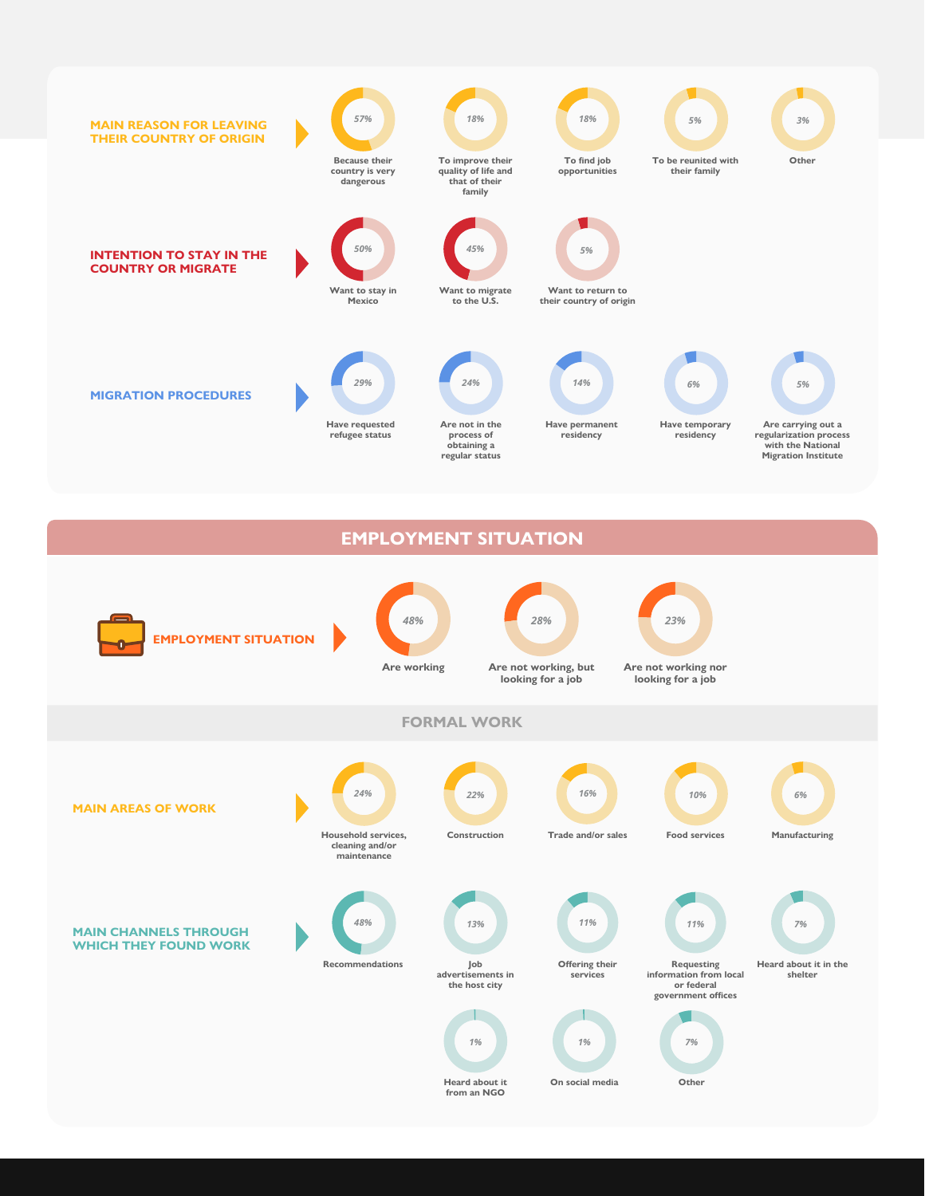### MAIN REASON FOR LEAVING THEIR COUNTRY OF ORIGIN

| Reason | % |
|---|---|
| Because their country is very dangerous | 57% |
| To improve their quality of life and that of their family | 18% |
| To find job opportunities | 18% |
| To be reunited with their family | 5% |
| Other | 3% |

### INTENTION TO STAY IN THE COUNTRY OR MIGRATE

| Intention | % |
|---|---|
| Want to stay in Mexico | 50% |
| Want to migrate to the U.S. | 45% |
| Want to return to their country of origin | 5% |

### MIGRATION PROCEDURES

| Procedure | % |
|---|---|
| Have requested refugee status | 29% |
| Are not in the process of obtaining a regular status | 24% |
| Have permanent residency | 14% |
| Have temporary residency | 6% |
| Are carrying out a regularization process with the National Migration Institute | 5% |

## EMPLOYMENT SITUATION

### EMPLOYMENT SITUATION

| Situation | % |
|---|---|
| Are working | 48% |
| Are not working, but looking for a job | 28% |
| Are not working nor looking for a job | 23% |

## FORMAL WORK

### MAIN AREAS OF WORK

| Area | % |
|---|---|
| Household services, cleaning and/or maintenance | 24% |
| Construction | 22% |
| Trade and/or sales | 16% |
| Food services | 10% |
| Manufacturing | 6% |

### MAIN CHANNELS THROUGH WHICH THEY FOUND WORK

| Channel | % |
|---|---|
| Recommendations | 48% |
| Job advertisements in the host city | 13% |
| Offering their services | 11% |
| Requesting information from local or federal government offices | 11% |
| Heard about it in the shelter | 7% |
| Heard about it from an NGO | 1% |
| On social media | 1% |
| Other | 7% |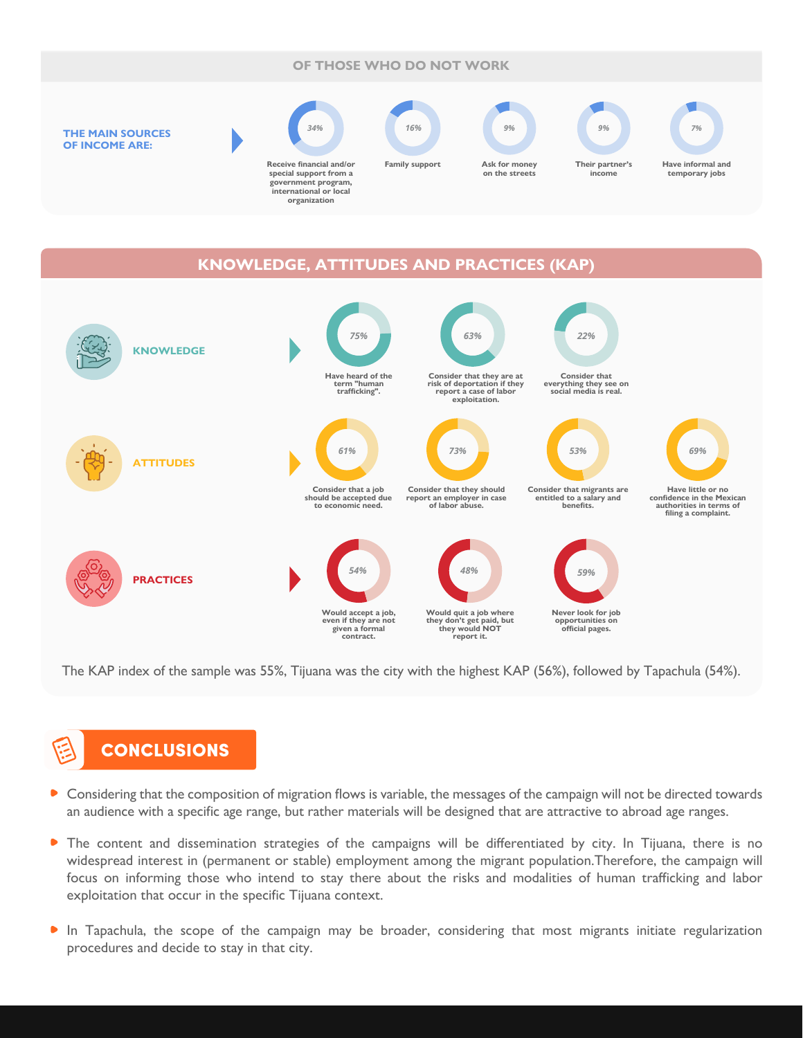## OF THOSE WHO DO NOT WORK

**THE MAIN SOURCES OF INCOME ARE:**

- 34% — Receive financial and/or special support from a government program, international or local organization
- 16% — Family support
- 9% — Ask for money on the streets
- 9% — Their partner's income
- 7% — Have informal and temporary jobs

## KNOWLEDGE, ATTITUDES AND PRACTICES (KAP)

**KNOWLEDGE**

- 75% — Have heard of the term "human trafficking".
- 63% — Consider that they are at risk of deportation if they report a case of labor exploitation.
- 22% — Consider that everything they see on social media is real.

**ATTITUDES**

- 61% — Consider that a job should be accepted due to economic need.
- 73% — Consider that they should report an employer in case of labor abuse.
- 53% — Consider that migrants are entitled to a salary and benefits.
- 69% — Have little or no confidence in the Mexican authorities in terms of filing a complaint.

**PRACTICES**

- 54% — Would accept a job, even if they are not given a formal contract.
- 48% — Would quit a job where they don't get paid, but they would NOT report it.
- 59% — Never look for job opportunities on official pages.

The KAP index of the sample was 55%, Tijuana was the city with the highest KAP (56%), followed by Tapachula (54%).

## CONCLUSIONS

- Considering that the composition of migration flows is variable, the messages of the campaign will not be directed towards an audience with a specific age range, but rather materials will be designed that are attractive to abroad age ranges.
- The content and dissemination strategies of the campaigns will be differentiated by city. In Tijuana, there is no widespread interest in (permanent or stable) employment among the migrant population.Therefore, the campaign will focus on informing those who intend to stay there about the risks and modalities of human trafficking and labor exploitation that occur in the specific Tijuana context.
- In Tapachula, the scope of the campaign may be broader, considering that most migrants initiate regularization procedures and decide to stay in that city.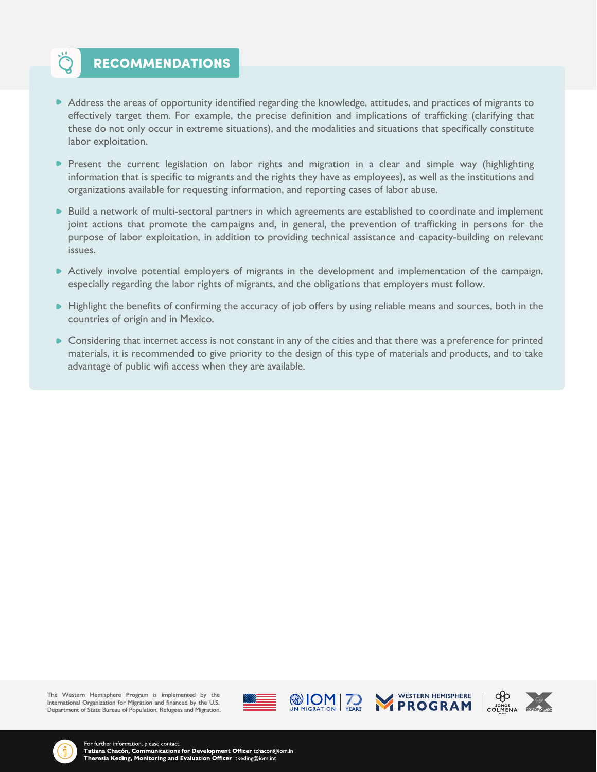## RECOMMENDATIONS

- Address the areas of opportunity identified regarding the knowledge, attitudes, and practices of migrants to effectively target them. For example, the precise definition and implications of trafficking (clarifying that these do not only occur in extreme situations), and the modalities and situations that specifically constitute labor exploitation.
- Present the current legislation on labor rights and migration in a clear and simple way (highlighting information that is specific to migrants and the rights they have as employees), as well as the institutions and organizations available for requesting information, and reporting cases of labor abuse.
- Build a network of multi-sectoral partners in which agreements are established to coordinate and implement joint actions that promote the campaigns and, in general, the prevention of trafficking in persons for the purpose of labor exploitation, in addition to providing technical assistance and capacity-building on relevant issues.
- Actively involve potential employers of migrants in the development and implementation of the campaign, especially regarding the labor rights of migrants, and the obligations that employers must follow.
- Highlight the benefits of confirming the accuracy of job offers by using reliable means and sources, both in the countries of origin and in Mexico.
- Considering that internet access is not constant in any of the cities and that there was a preference for printed materials, it is recommended to give priority to the design of this type of materials and products, and to take advantage of public wifi access when they are available.

The Western Hemisphere Program is implemented by the International Organization for Migration and financed by the U.S. Department of State Bureau of Population, Refugees and Migration.

IOM UN MIGRATION | 70 YEARS

WESTERN HEMISPHERE PROGRAM

SOMOS COLMENA

STOP EXPLOITATION

For further information, please contact:
**Tatiana Chacón, Communications for Development Officer** tchacon@iom.in
**Theresia Keding, Monitoring and Evaluation Officer** tkeding@iom.int